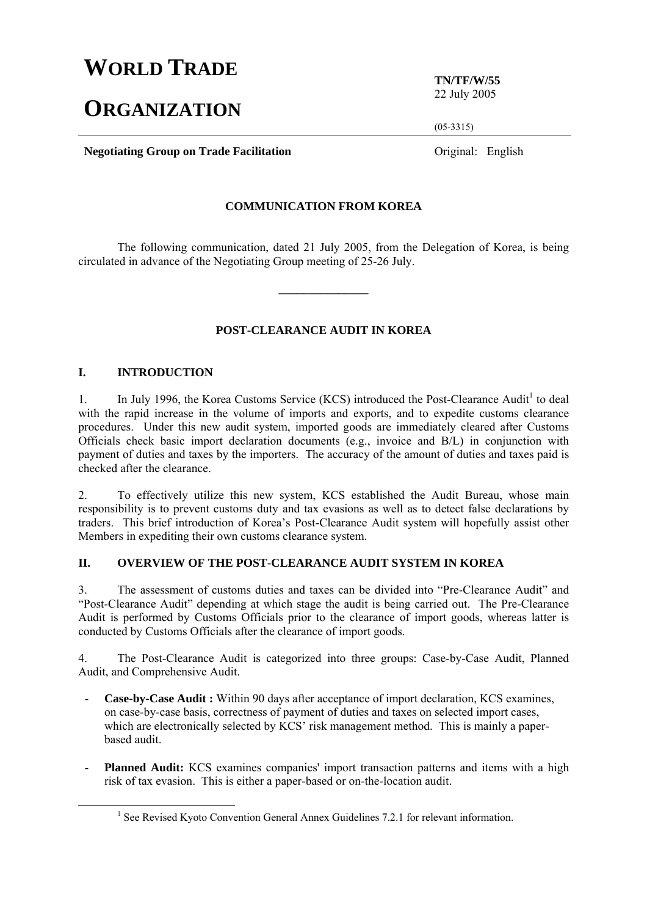# WORLD TRADE ORGANIZATION

**TN/TF/W/55**
22 July 2005

(05-3315)

**Negotiating Group on Trade Facilitation**

Original: English

## COMMUNICATION FROM KOREA

The following communication, dated 21 July 2005, from the Delegation of Korea, is being circulated in advance of the Negotiating Group meeting of 25-26 July.

---

## POST-CLEARANCE AUDIT IN KOREA

### I. INTRODUCTION

1. In July 1996, the Korea Customs Service (KCS) introduced the Post-Clearance Audit[1] to deal with the rapid increase in the volume of imports and exports, and to expedite customs clearance procedures. Under this new audit system, imported goods are immediately cleared after Customs Officials check basic import declaration documents (e.g., invoice and B/L) in conjunction with payment of duties and taxes by the importers. The accuracy of the amount of duties and taxes paid is checked after the clearance.

2. To effectively utilize this new system, KCS established the Audit Bureau, whose main responsibility is to prevent customs duty and tax evasions as well as to detect false declarations by traders. This brief introduction of Korea's Post-Clearance Audit system will hopefully assist other Members in expediting their own customs clearance system.

### II. OVERVIEW OF THE POST-CLEARANCE AUDIT SYSTEM IN KOREA

3. The assessment of customs duties and taxes can be divided into "Pre-Clearance Audit" and "Post-Clearance Audit" depending at which stage the audit is being carried out. The Pre-Clearance Audit is performed by Customs Officials prior to the clearance of import goods, whereas latter is conducted by Customs Officials after the clearance of import goods.

4. The Post-Clearance Audit is categorized into three groups: Case-by-Case Audit, Planned Audit, and Comprehensive Audit.

- **Case-by-Case Audit :** Within 90 days after acceptance of import declaration, KCS examines, on case-by-case basis, correctness of payment of duties and taxes on selected import cases, which are electronically selected by KCS' risk management method. This is mainly a paper-based audit.

- **Planned Audit:** KCS examines companies' import transaction patterns and items with a high risk of tax evasion. This is either a paper-based or on-the-location audit.

---

[1] See Revised Kyoto Convention General Annex Guidelines 7.2.1 for relevant information.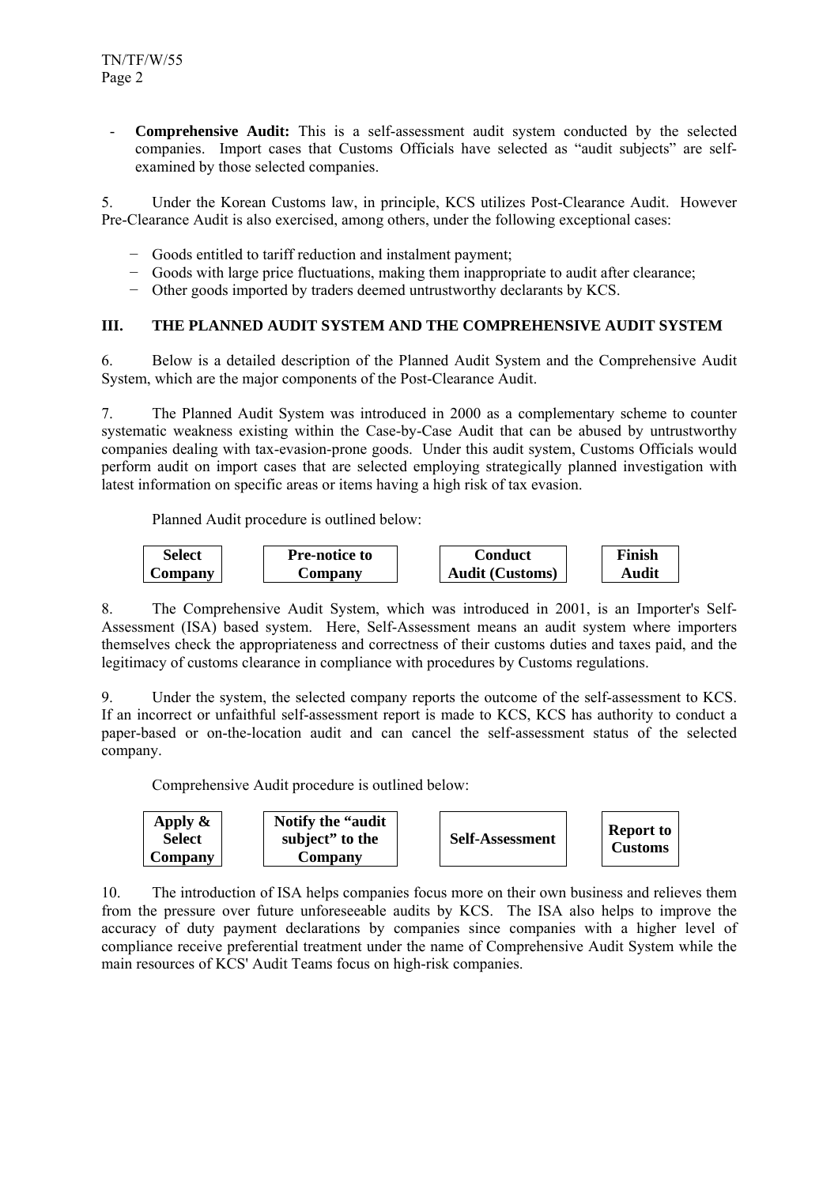- **Comprehensive Audit:** This is a self-assessment audit system conducted by the selected companies. Import cases that Customs Officials have selected as "audit subjects" are self-examined by those selected companies.

5. Under the Korean Customs law, in principle, KCS utilizes Post-Clearance Audit. However Pre-Clearance Audit is also exercised, among others, under the following exceptional cases:

- Goods entitled to tariff reduction and instalment payment;
- Goods with large price fluctuations, making them inappropriate to audit after clearance;
- Other goods imported by traders deemed untrustworthy declarants by KCS.

## III. THE PLANNED AUDIT SYSTEM AND THE COMPREHENSIVE AUDIT SYSTEM

6. Below is a detailed description of the Planned Audit System and the Comprehensive Audit System, which are the major components of the Post-Clearance Audit.

7. The Planned Audit System was introduced in 2000 as a complementary scheme to counter systematic weakness existing within the Case-by-Case Audit that can be abused by untrustworthy companies dealing with tax-evasion-prone goods. Under this audit system, Customs Officials would perform audit on import cases that are selected employing strategically planned investigation with latest information on specific areas or items having a high risk of tax evasion.

Planned Audit procedure is outlined below:

| **Select Company** | **Pre-notice to Company** | **Conduct Audit (Customs)** | **Finish Audit** |
|---|---|---|---|

8. The Comprehensive Audit System, which was introduced in 2001, is an Importer's Self-Assessment (ISA) based system. Here, Self-Assessment means an audit system where importers themselves check the appropriateness and correctness of their customs duties and taxes paid, and the legitimacy of customs clearance in compliance with procedures by Customs regulations.

9. Under the system, the selected company reports the outcome of the self-assessment to KCS. If an incorrect or unfaithful self-assessment report is made to KCS, KCS has authority to conduct a paper-based or on-the-location audit and can cancel the self-assessment status of the selected company.

Comprehensive Audit procedure is outlined below:

| **Apply & Select Company** | **Notify the "audit subject" to the Company** | **Self-Assessment** | **Report to Customs** |
|---|---|---|---|

10. The introduction of ISA helps companies focus more on their own business and relieves them from the pressure over future unforeseeable audits by KCS. The ISA also helps to improve the accuracy of duty payment declarations by companies since companies with a higher level of compliance receive preferential treatment under the name of Comprehensive Audit System while the main resources of KCS' Audit Teams focus on high-risk companies.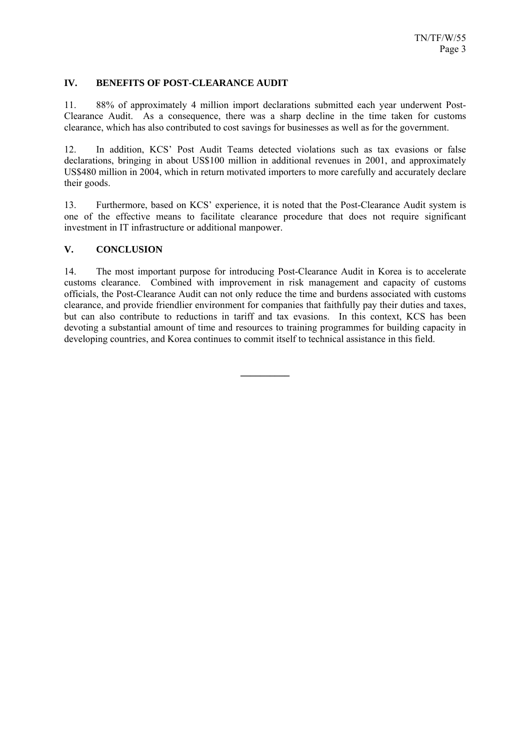## IV. BENEFITS OF POST-CLEARANCE AUDIT

11. 88% of approximately 4 million import declarations submitted each year underwent Post-Clearance Audit. As a consequence, there was a sharp decline in the time taken for customs clearance, which has also contributed to cost savings for businesses as well as for the government.

12. In addition, KCS' Post Audit Teams detected violations such as tax evasions or false declarations, bringing in about US$100 million in additional revenues in 2001, and approximately US$480 million in 2004, which in return motivated importers to more carefully and accurately declare their goods.

13. Furthermore, based on KCS' experience, it is noted that the Post-Clearance Audit system is one of the effective means to facilitate clearance procedure that does not require significant investment in IT infrastructure or additional manpower.

## V. CONCLUSION

14. The most important purpose for introducing Post-Clearance Audit in Korea is to accelerate customs clearance. Combined with improvement in risk management and capacity of customs officials, the Post-Clearance Audit can not only reduce the time and burdens associated with customs clearance, and provide friendlier environment for companies that faithfully pay their duties and taxes, but can also contribute to reductions in tariff and tax evasions. In this context, KCS has been devoting a substantial amount of time and resources to training programmes for building capacity in developing countries, and Korea continues to commit itself to technical assistance in this field.

\_\_\_\_\_\_\_\_\_\_